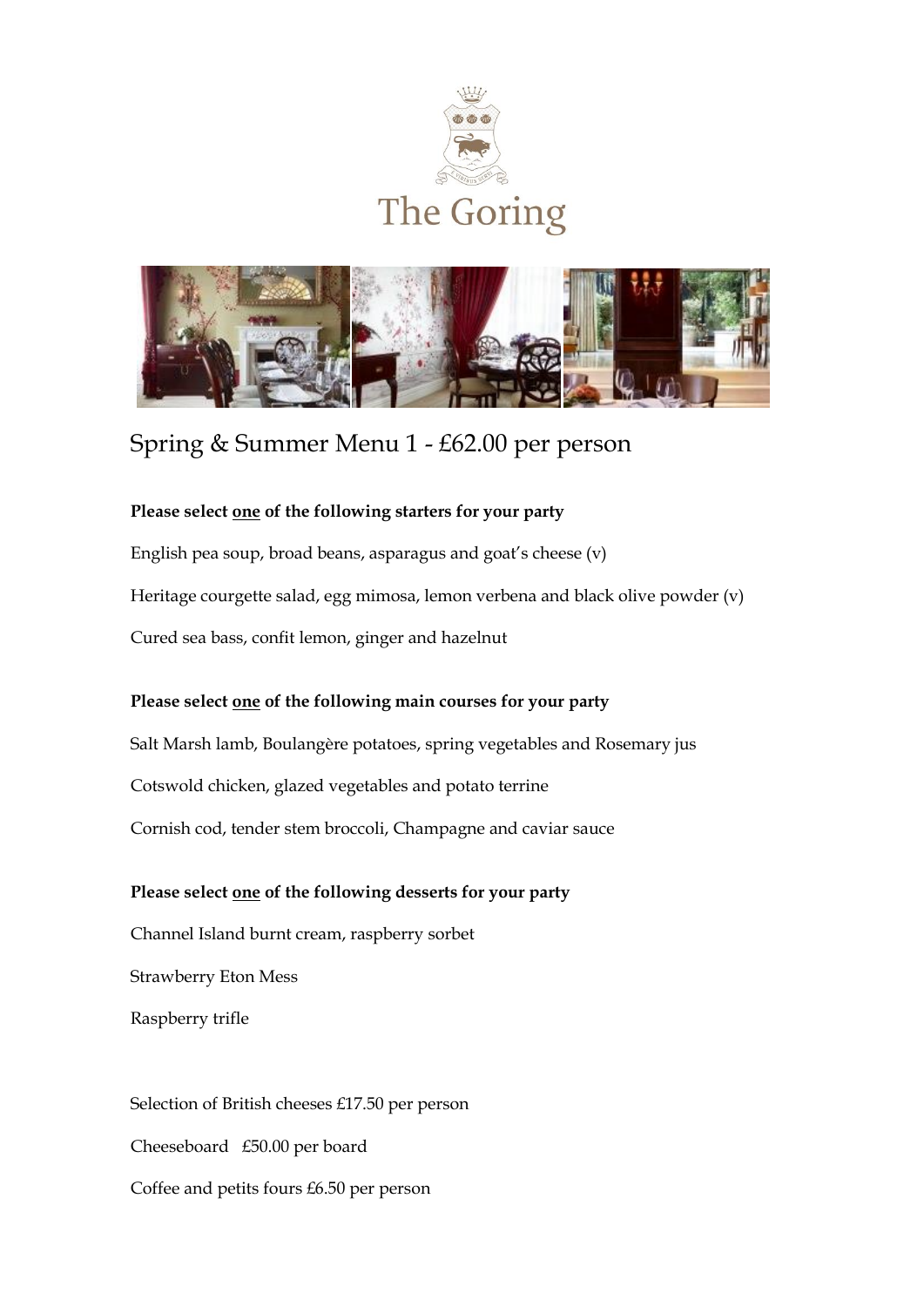# The Goring

## Spring & Summer Menu 1 - £62.00 per person

**Please select one of the following starters for your party**

English pea soup, broad beans, asparagus and goat's cheese (v)

Heritage courgette salad, egg mimosa, lemon verbena and black olive powder (v)

Cured sea bass, confit lemon, ginger and hazelnut

**Please select one of the following main courses for your party**

Salt Marsh lamb, Boulangère potatoes, spring vegetables and Rosemary jus

Cotswold chicken, glazed vegetables and potato terrine

Cornish cod, tender stem broccoli, Champagne and caviar sauce

**Please select one of the following desserts for your party**

Channel Island burnt cream, raspberry sorbet

Strawberry Eton Mess

Raspberry trifle

Selection of British cheeses £17.50 per person

Cheeseboard £50.00 per board

Coffee and petits fours £6.50 per person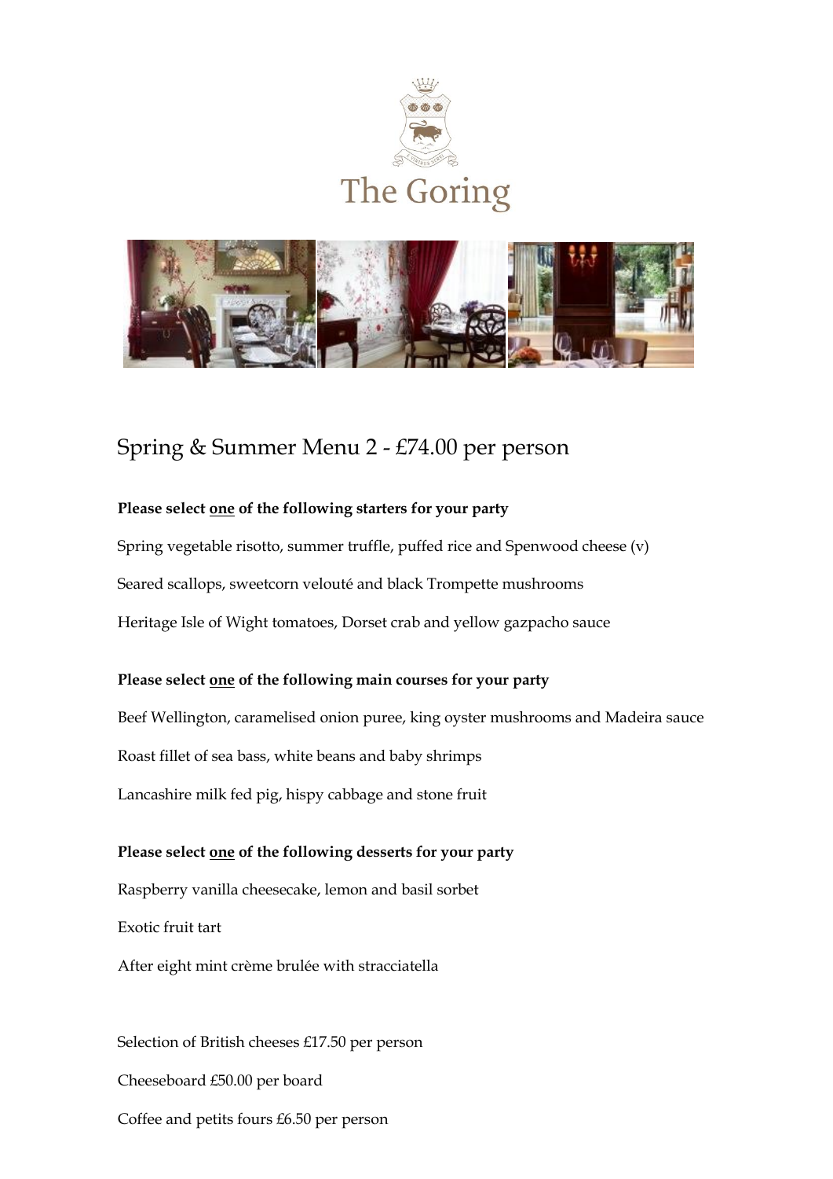The Goring

## Spring & Summer Menu 2 - £74.00 per person

**Please select one of the following starters for your party**

Spring vegetable risotto, summer truffle, puffed rice and Spenwood cheese (v)

Seared scallops, sweetcorn velouté and black Trompette mushrooms

Heritage Isle of Wight tomatoes, Dorset crab and yellow gazpacho sauce

**Please select one of the following main courses for your party**

Beef Wellington, caramelised onion puree, king oyster mushrooms and Madeira sauce

Roast fillet of sea bass, white beans and baby shrimps

Lancashire milk fed pig, hispy cabbage and stone fruit

**Please select one of the following desserts for your party**

Raspberry vanilla cheesecake, lemon and basil sorbet

Exotic fruit tart

After eight mint crème brulée with stracciatella

Selection of British cheeses £17.50 per person

Cheeseboard £50.00 per board

Coffee and petits fours £6.50 per person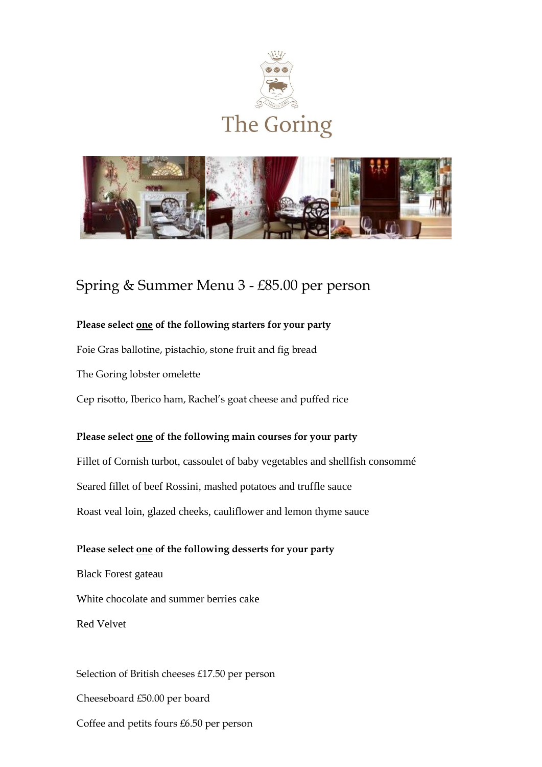The Goring

## Spring & Summer Menu 3 - £85.00 per person

**Please select <u>one</u> of the following starters for your party**

Foie Gras ballotine, pistachio, stone fruit and fig bread

The Goring lobster omelette

Cep risotto, Iberico ham, Rachel's goat cheese and puffed rice

**Please select <u>one</u> of the following main courses for your party**

Fillet of Cornish turbot, cassoulet of baby vegetables and shellfish consommé

Seared fillet of beef Rossini, mashed potatoes and truffle sauce

Roast veal loin, glazed cheeks, cauliflower and lemon thyme sauce

**Please select <u>one</u> of the following desserts for your party**

Black Forest gateau

White chocolate and summer berries cake

Red Velvet

Selection of British cheeses £17.50 per person

Cheeseboard £50.00 per board

Coffee and petits fours £6.50 per person